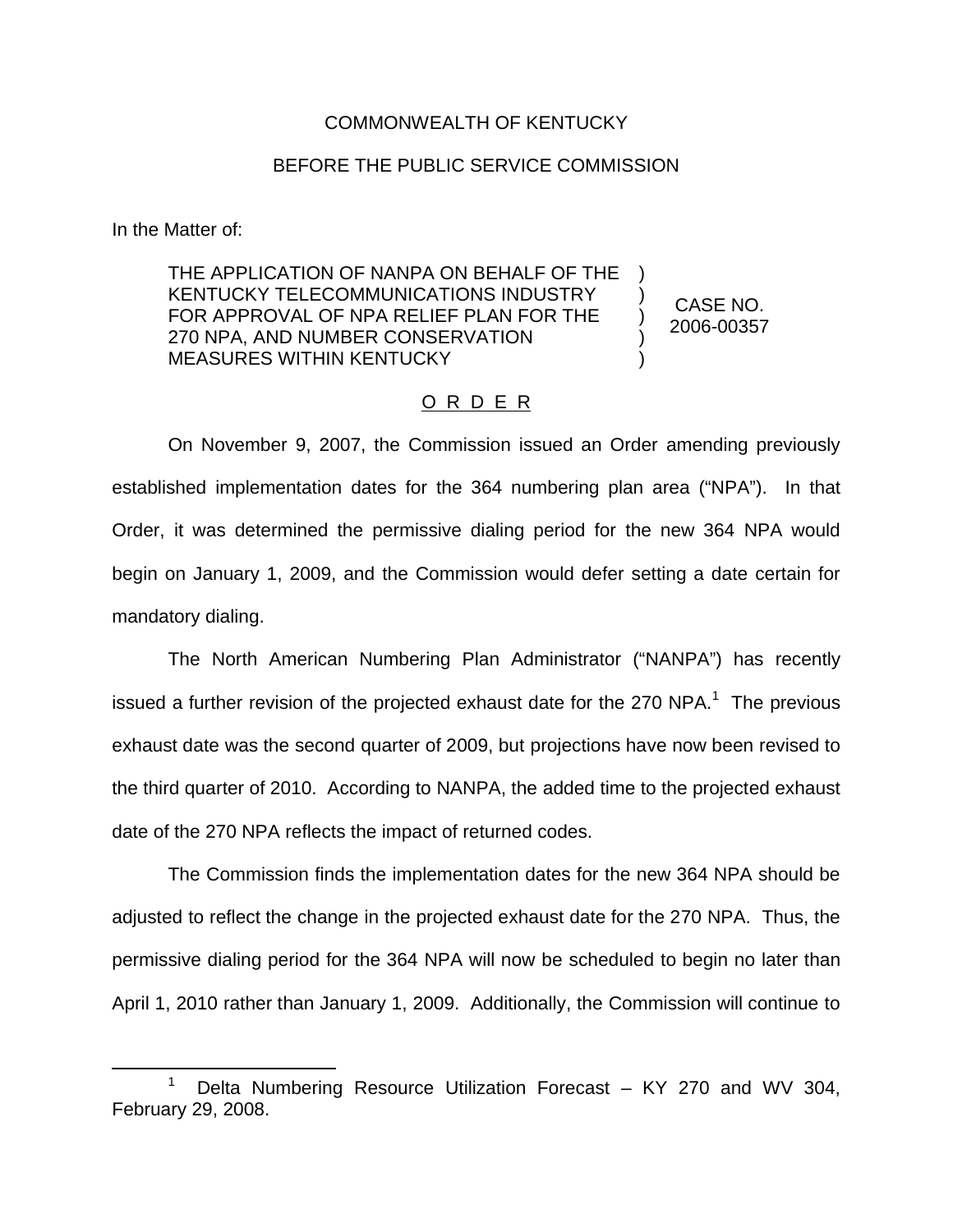COMMONWEALTH OF KENTUCKY

BEFORE THE PUBLIC SERVICE COMMISSION

In the Matter of:

| | | |
|---|---|---|
| THE APPLICATION OF NANPA ON BEHALF OF THE KENTUCKY TELECOMMUNICATIONS INDUSTRY FOR APPROVAL OF NPA RELIEF PLAN FOR THE 270 NPA, AND NUMBER CONSERVATION MEASURES WITHIN KENTUCKY | ) ) ) ) ) | CASE NO. 2006-00357 |

O R D E R

On November 9, 2007, the Commission issued an Order amending previously established implementation dates for the 364 numbering plan area ("NPA"). In that Order, it was determined the permissive dialing period for the new 364 NPA would begin on January 1, 2009, and the Commission would defer setting a date certain for mandatory dialing.

The North American Numbering Plan Administrator ("NANPA") has recently issued a further revision of the projected exhaust date for the 270 NPA.[1] The previous exhaust date was the second quarter of 2009, but projections have now been revised to the third quarter of 2010. According to NANPA, the added time to the projected exhaust date of the 270 NPA reflects the impact of returned codes.

The Commission finds the implementation dates for the new 364 NPA should be adjusted to reflect the change in the projected exhaust date for the 270 NPA. Thus, the permissive dialing period for the 364 NPA will now be scheduled to begin no later than April 1, 2010 rather than January 1, 2009. Additionally, the Commission will continue to

[1] Delta Numbering Resource Utilization Forecast – KY 270 and WV 304, February 29, 2008.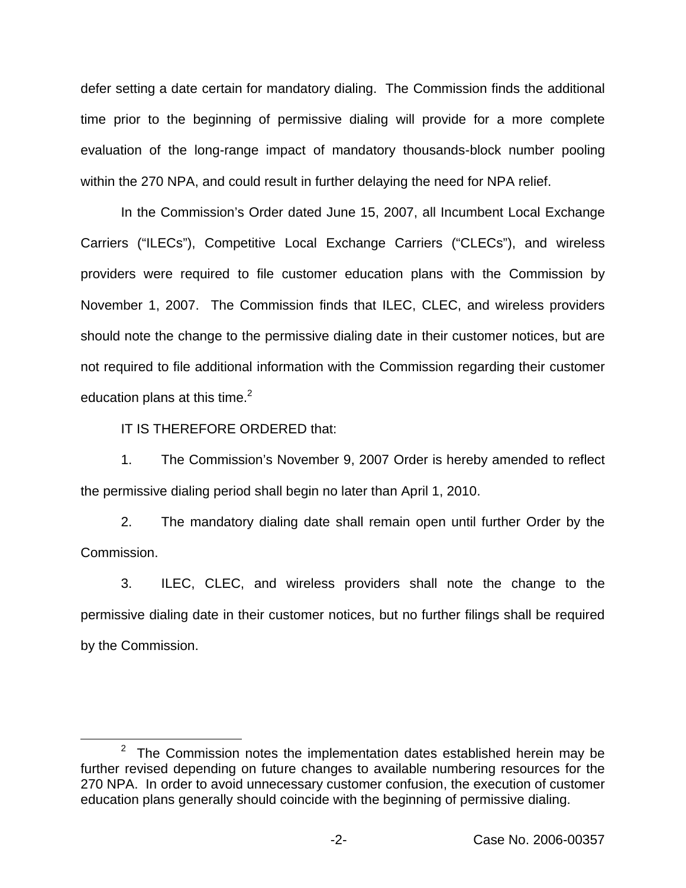defer setting a date certain for mandatory dialing. The Commission finds the additional time prior to the beginning of permissive dialing will provide for a more complete evaluation of the long-range impact of mandatory thousands-block number pooling within the 270 NPA, and could result in further delaying the need for NPA relief.

In the Commission's Order dated June 15, 2007, all Incumbent Local Exchange Carriers ("ILECs"), Competitive Local Exchange Carriers ("CLECs"), and wireless providers were required to file customer education plans with the Commission by November 1, 2007. The Commission finds that ILEC, CLEC, and wireless providers should note the change to the permissive dialing date in their customer notices, but are not required to file additional information with the Commission regarding their customer education plans at this time.[2]

IT IS THEREFORE ORDERED that:

1. The Commission's November 9, 2007 Order is hereby amended to reflect the permissive dialing period shall begin no later than April 1, 2010.

2. The mandatory dialing date shall remain open until further Order by the Commission.

3. ILEC, CLEC, and wireless providers shall note the change to the permissive dialing date in their customer notices, but no further filings shall be required by the Commission.

---

[2] The Commission notes the implementation dates established herein may be further revised depending on future changes to available numbering resources for the 270 NPA. In order to avoid unnecessary customer confusion, the execution of customer education plans generally should coincide with the beginning of permissive dialing.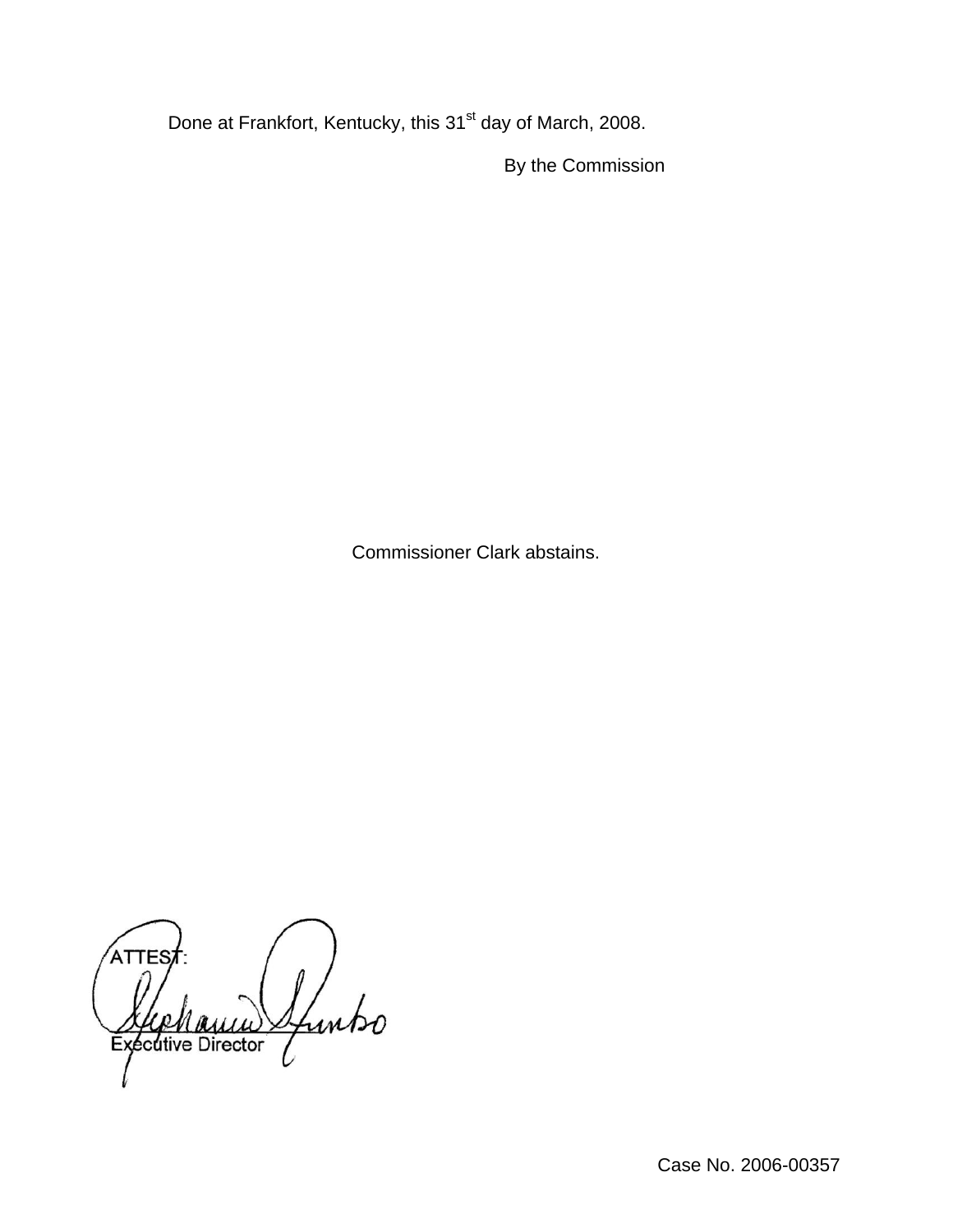Done at Frankfort, Kentucky, this 31st day of March, 2008.

By the Commission

Commissioner Clark abstains.

ATTEST:

Executive Director

Case No. 2006-00357